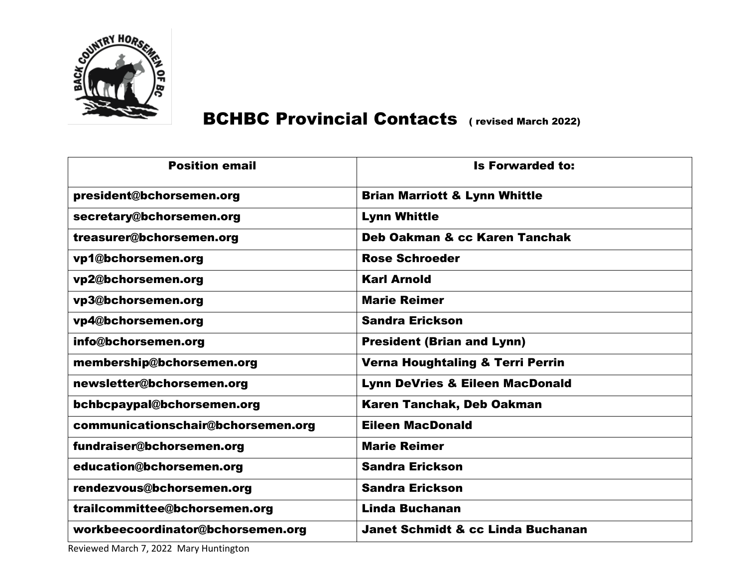# BCHBC Provincial Contacts ( revised March 2022)

| Position email | Is Forwarded to: |
|---|---|
| president@bchorsemen.org | Brian Marriott & Lynn Whittle |
| secretary@bchorsemen.org | Lynn Whittle |
| treasurer@bchorsemen.org | Deb Oakman & cc Karen Tanchak |
| vp1@bchorsemen.org | Rose Schroeder |
| vp2@bchorsemen.org | Karl Arnold |
| vp3@bchorsemen.org | Marie Reimer |
| vp4@bchorsemen.org | Sandra Erickson |
| info@bchorsemen.org | President (Brian and Lynn) |
| membership@bchorsemen.org | Verna Houghtaling & Terri Perrin |
| newsletter@bchorsemen.org | Lynn DeVries & Eileen MacDonald |
| bchbcpaypal@bchorsemen.org | Karen Tanchak, Deb Oakman |
| communicationschair@bchorsemen.org | Eileen MacDonald |
| fundraiser@bchorsemen.org | Marie Reimer |
| education@bchorsemen.org | Sandra Erickson |
| rendezvous@bchorsemen.org | Sandra Erickson |
| trailcommittee@bchorsemen.org | Linda Buchanan |
| workbeecoordinator@bchorsemen.org | Janet Schmidt & cc Linda Buchanan |

Reviewed March 7, 2022 Mary Huntington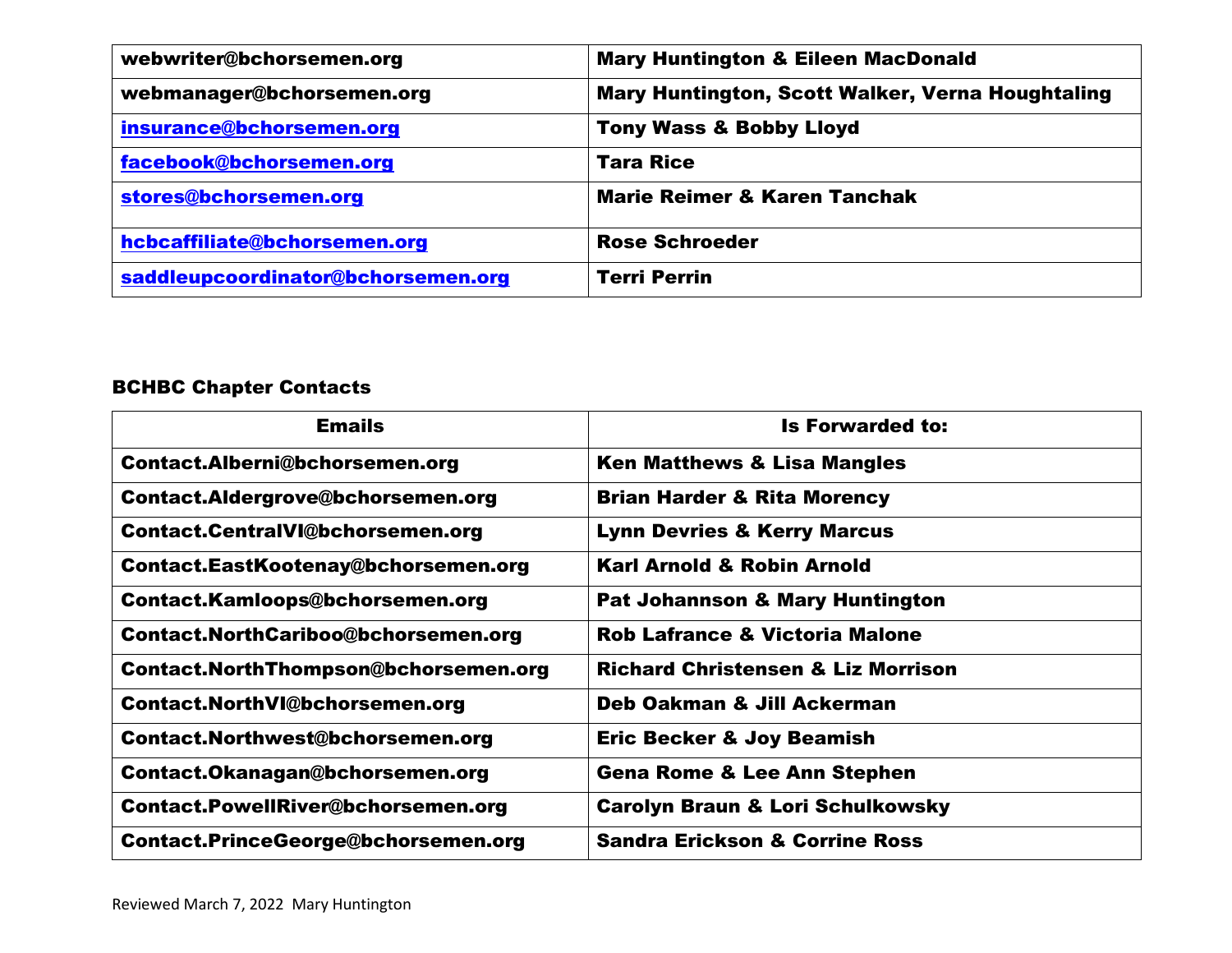| | |
|---|---|
| **webwriter@bchorsemen.org** | **Mary Huntington & Eileen MacDonald** |
| **webmanager@bchorsemen.org** | **Mary Huntington, Scott Walker, Verna Houghtaling** |
| **insurance@bchorsemen.org** | **Tony Wass & Bobby Lloyd** |
| **facebook@bchorsemen.org** | **Tara Rice** |
| **stores@bchorsemen.org** | **Marie Reimer & Karen Tanchak** |
| **hcbcaffiliate@bchorsemen.org** | **Rose Schroeder** |
| **saddleupcoordinator@bchorsemen.org** | **Terri Perrin** |

## BCHBC Chapter Contacts

| Emails | Is Forwarded to: |
|---|---|
| **Contact.Alberni@bchorsemen.org** | **Ken Matthews & Lisa Mangles** |
| **Contact.Aldergrove@bchorsemen.org** | **Brian Harder & Rita Morency** |
| **Contact.CentralVI@bchorsemen.org** | **Lynn Devries & Kerry Marcus** |
| **Contact.EastKootenay@bchorsemen.org** | **Karl Arnold & Robin Arnold** |
| **Contact.Kamloops@bchorsemen.org** | **Pat Johannson & Mary Huntington** |
| **Contact.NorthCariboo@bchorsemen.org** | **Rob Lafrance & Victoria Malone** |
| **Contact.NorthThompson@bchorsemen.org** | **Richard Christensen & Liz Morrison** |
| **Contact.NorthVI@bchorsemen.org** | **Deb Oakman & Jill Ackerman** |
| **Contact.Northwest@bchorsemen.org** | **Eric Becker & Joy Beamish** |
| **Contact.Okanagan@bchorsemen.org** | **Gena Rome & Lee Ann Stephen** |
| **Contact.PowellRiver@bchorsemen.org** | **Carolyn Braun & Lori Schulkowsky** |
| **Contact.PrinceGeorge@bchorsemen.org** | **Sandra Erickson & Corrine Ross** |

Reviewed March 7, 2022 Mary Huntington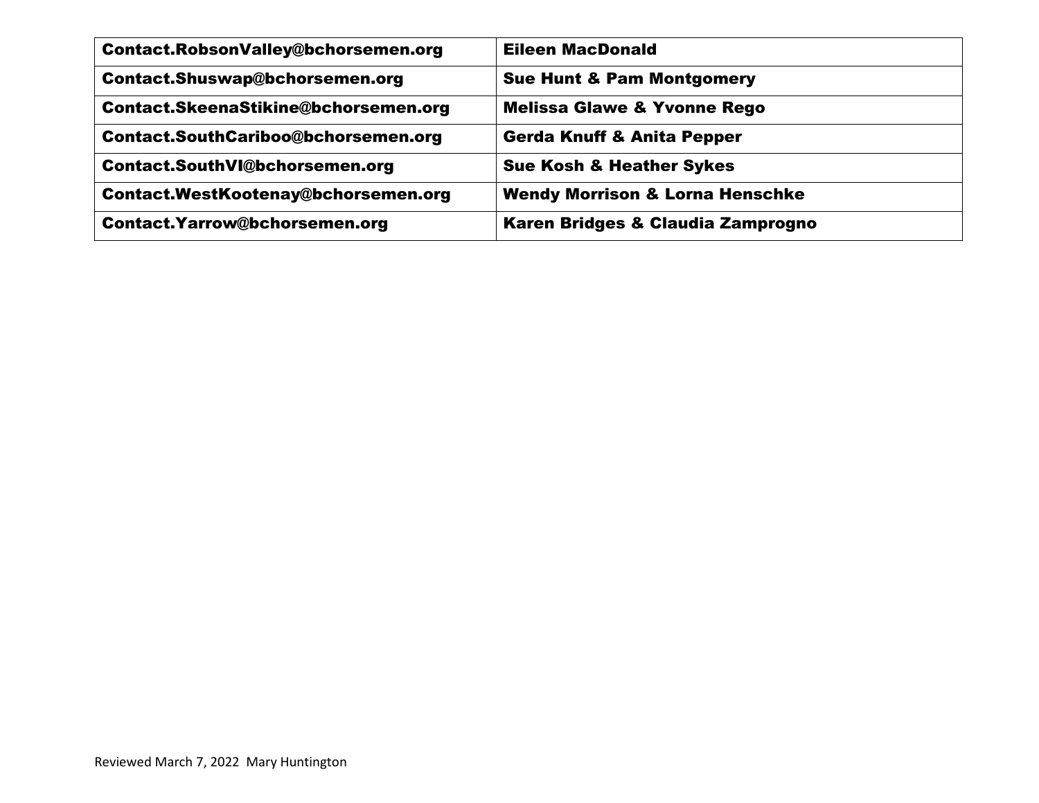| | |
|---|---|
| **Contact.RobsonValley@bchorsemen.org** | **Eileen MacDonald** |
| **Contact.Shuswap@bchorsemen.org** | **Sue Hunt & Pam Montgomery** |
| **Contact.SkeenaStikine@bchorsemen.org** | **Melissa Glawe & Yvonne Rego** |
| **Contact.SouthCariboo@bchorsemen.org** | **Gerda Knuff & Anita Pepper** |
| **Contact.SouthVI@bchorsemen.org** | **Sue Kosh & Heather Sykes** |
| **Contact.WestKootenay@bchorsemen.org** | **Wendy Morrison & Lorna Henschke** |
| **Contact.Yarrow@bchorsemen.org** | **Karen Bridges & Claudia Zamprogno** |

Reviewed March 7, 2022 Mary Huntington